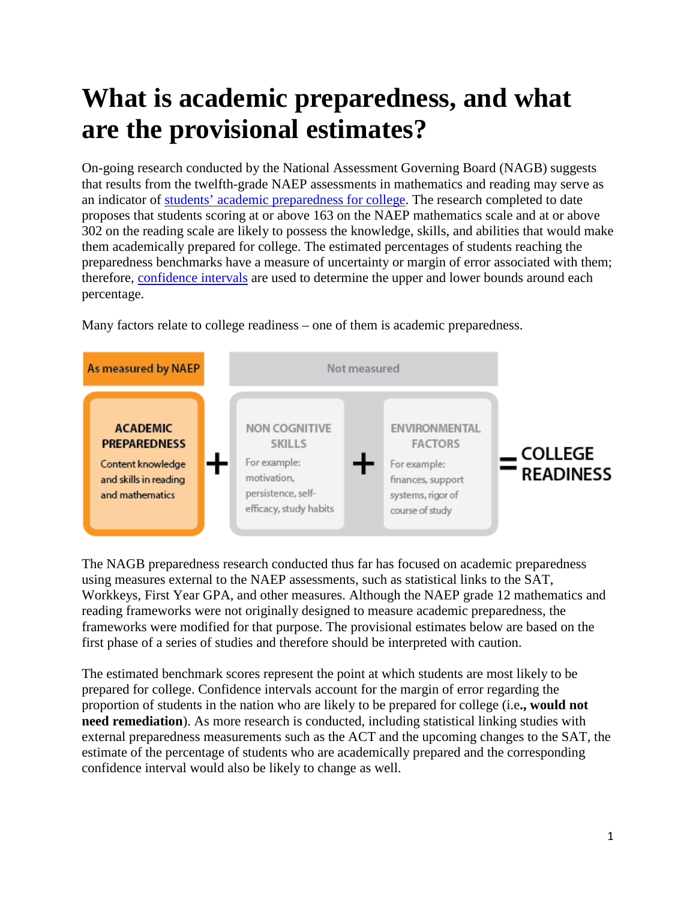# What is academic preparedness, and what are the provisional estimates?

On-going research conducted by the National Assessment Governing Board (NAGB) suggests that results from the twelfth-grade NAEP assessments in mathematics and reading may serve as an indicator of students' academic preparedness for college. The research completed to date proposes that students scoring at or above 163 on the NAEP mathematics scale and at or above 302 on the reading scale are likely to possess the knowledge, skills, and abilities that would make them academically prepared for college. The estimated percentages of students reaching the preparedness benchmarks have a measure of uncertainty or margin of error associated with them; therefore, confidence intervals are used to determine the upper and lower bounds around each percentage.

Many factors relate to college readiness – one of them is academic preparedness.

| As measured by NAEP | | Not measured | | | | |
|---|---|---|---|---|---|---|
| **ACADEMIC PREPAREDNESS** Content knowledge and skills in reading and mathematics | + | **NON COGNITIVE SKILLS** For example: motivation, persistence, self-efficacy, study habits | + | **ENVIRONMENTAL FACTORS** For example: finances, support systems, rigor of course of study | = | **COLLEGE READINESS** |

The NAGB preparedness research conducted thus far has focused on academic preparedness using measures external to the NAEP assessments, such as statistical links to the SAT, Workkeys, First Year GPA, and other measures. Although the NAEP grade 12 mathematics and reading frameworks were not originally designed to measure academic preparedness, the frameworks were modified for that purpose. The provisional estimates below are based on the first phase of a series of studies and therefore should be interpreted with caution.

The estimated benchmark scores represent the point at which students are most likely to be prepared for college. Confidence intervals account for the margin of error regarding the proportion of students in the nation who are likely to be prepared for college (i.e**., would not need remediation**). As more research is conducted, including statistical linking studies with external preparedness measurements such as the ACT and the upcoming changes to the SAT, the estimate of the percentage of students who are academically prepared and the corresponding confidence interval would also be likely to change as well.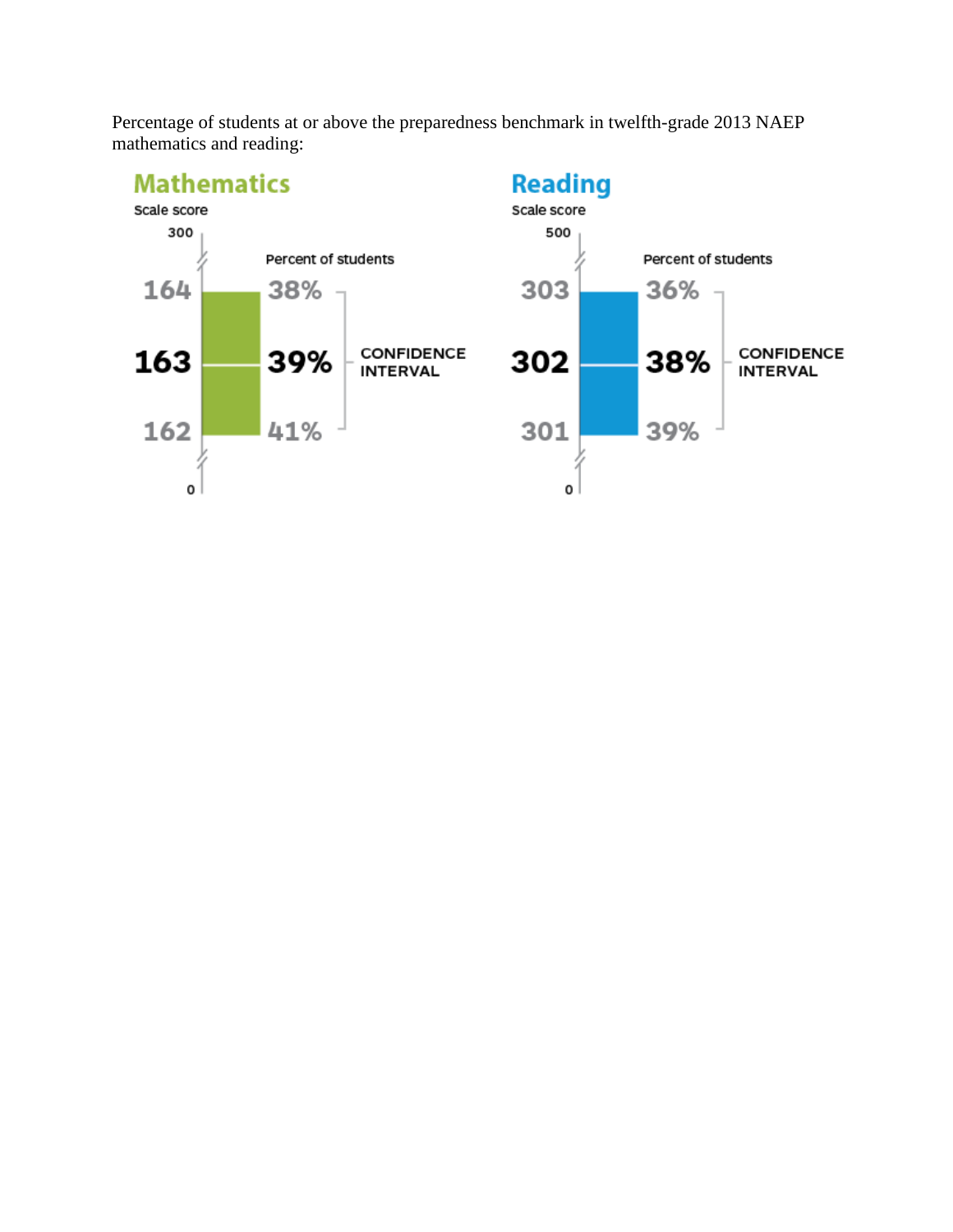Percentage of students at or above the preparedness benchmark in twelfth-grade 2013 NAEP mathematics and reading:

**Mathematics**

| Scale score | Percent of students | |
|---|---|---|
| 164 | 38% | CONFIDENCE INTERVAL |
| **163** | **39%** | |
| 162 | 41% | |

Scale: 0–300

**Reading**

| Scale score | Percent of students | |
|---|---|---|
| 303 | 36% | CONFIDENCE INTERVAL |
| **302** | **38%** | |
| 301 | 39% | |

Scale: 0–500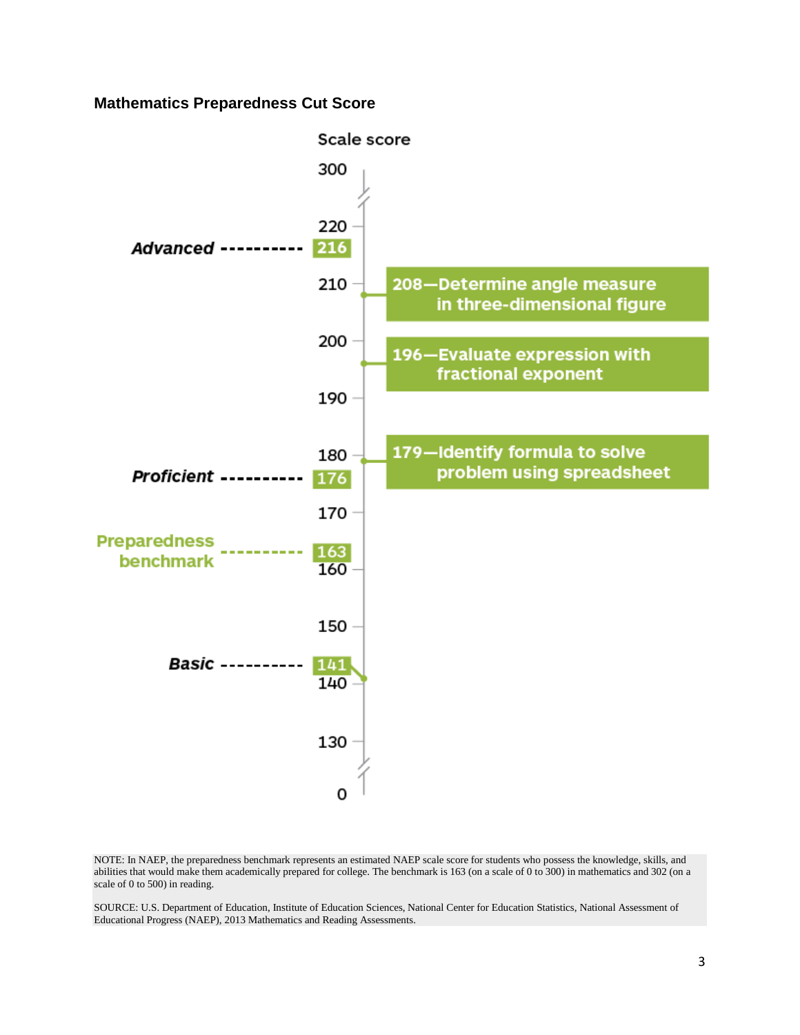**Mathematics Preparedness Cut Score**

Scale score

300

220

**Advanced** 216

210

208—Determine angle measure in three-dimensional figure

200

196—Evaluate expression with fractional exponent

190

180

179—Identify formula to solve problem using spreadsheet

**Proficient** 176

170

**Preparedness benchmark** 163

160

150

**Basic** 141

140

130

0

NOTE: In NAEP, the preparedness benchmark represents an estimated NAEP scale score for students who possess the knowledge, skills, and abilities that would make them academically prepared for college. The benchmark is 163 (on a scale of 0 to 300) in mathematics and 302 (on a scale of 0 to 500) in reading.

SOURCE: U.S. Department of Education, Institute of Education Sciences, National Center for Education Statistics, National Assessment of Educational Progress (NAEP), 2013 Mathematics and Reading Assessments.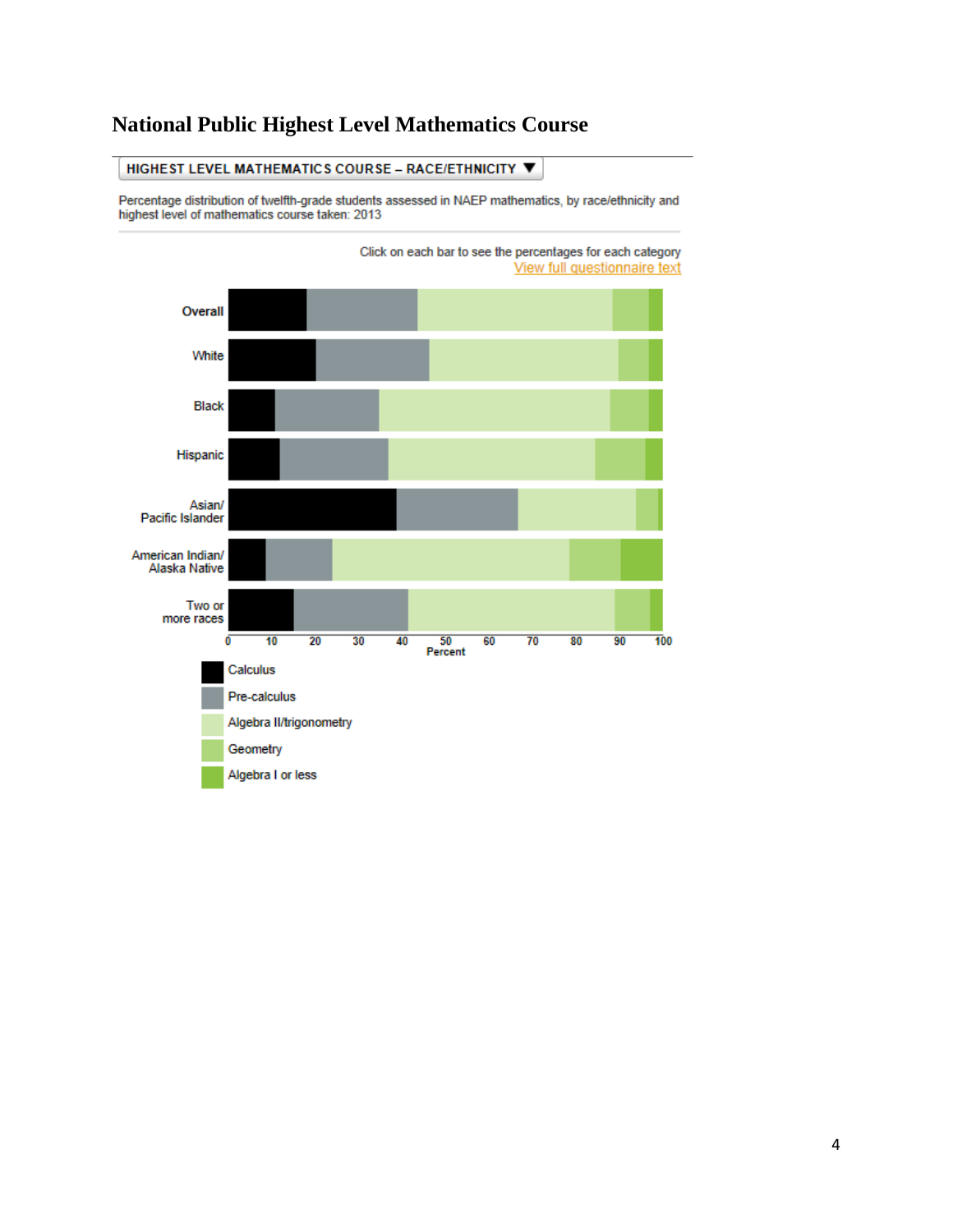# National Public Highest Level Mathematics Course

HIGHEST LEVEL MATHEMATICS COURSE – RACE/ETHNICITY ▼

Percentage distribution of twelfth-grade students assessed in NAEP mathematics, by race/ethnicity and highest level of mathematics course taken: 2013

Click on each bar to see the percentages for each category
View full questionnaire text

Overall

White

Black

Hispanic

Asian/ Pacific Islander

American Indian/ Alaska Native

Two or more races

0 10 20 30 40 50 60 70 80 90 100
Percent

Calculus

Pre-calculus

Algebra II/trigonometry

Geometry

Algebra I or less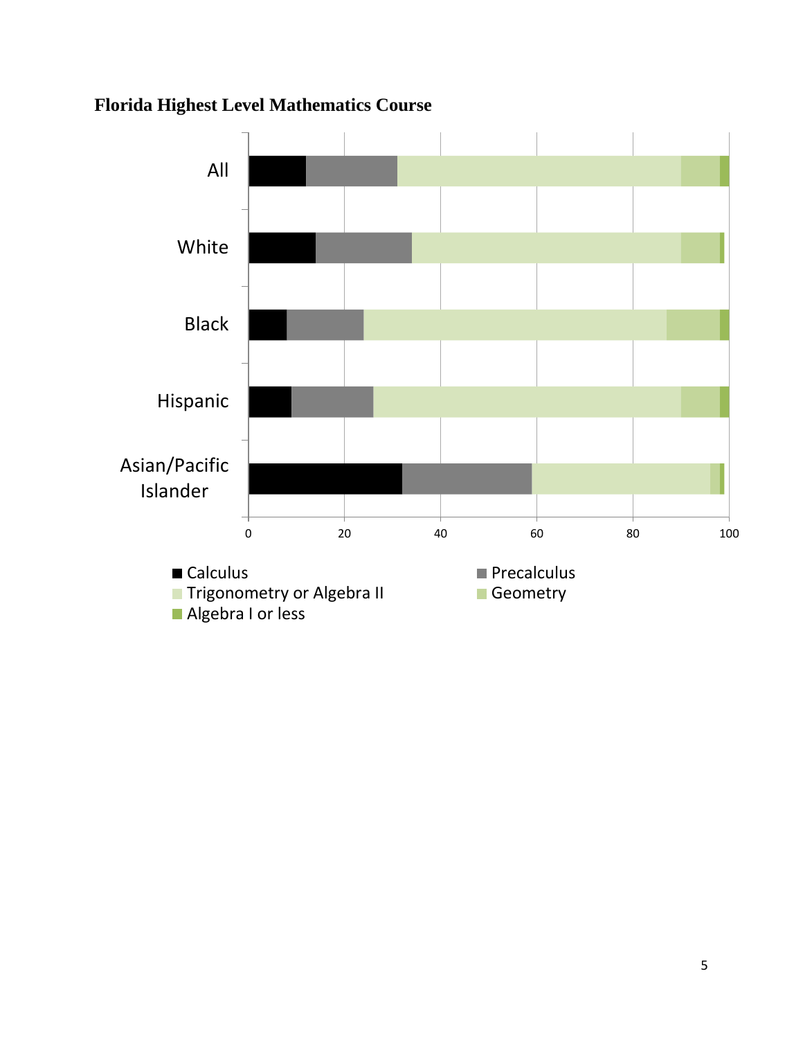**Florida Highest Level Mathematics Course**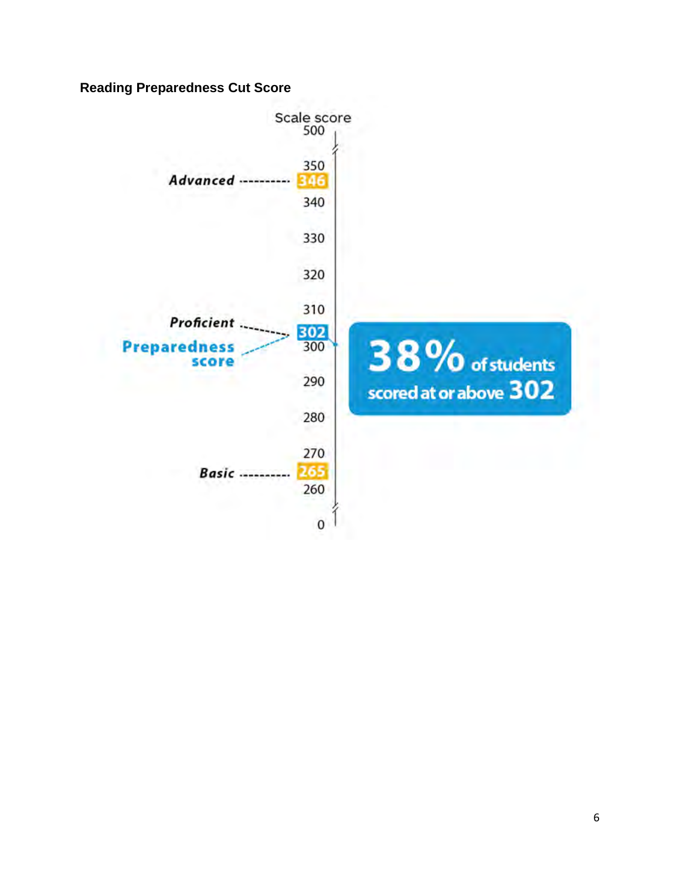**Reading Preparedness Cut Score**

Scale score

500

350

Advanced ---------- 346

340

330

320

310

Proficient ---------- 302

Preparedness score

300

290

280

270

Basic ---------- 265

260

0

38% of students scored at or above 302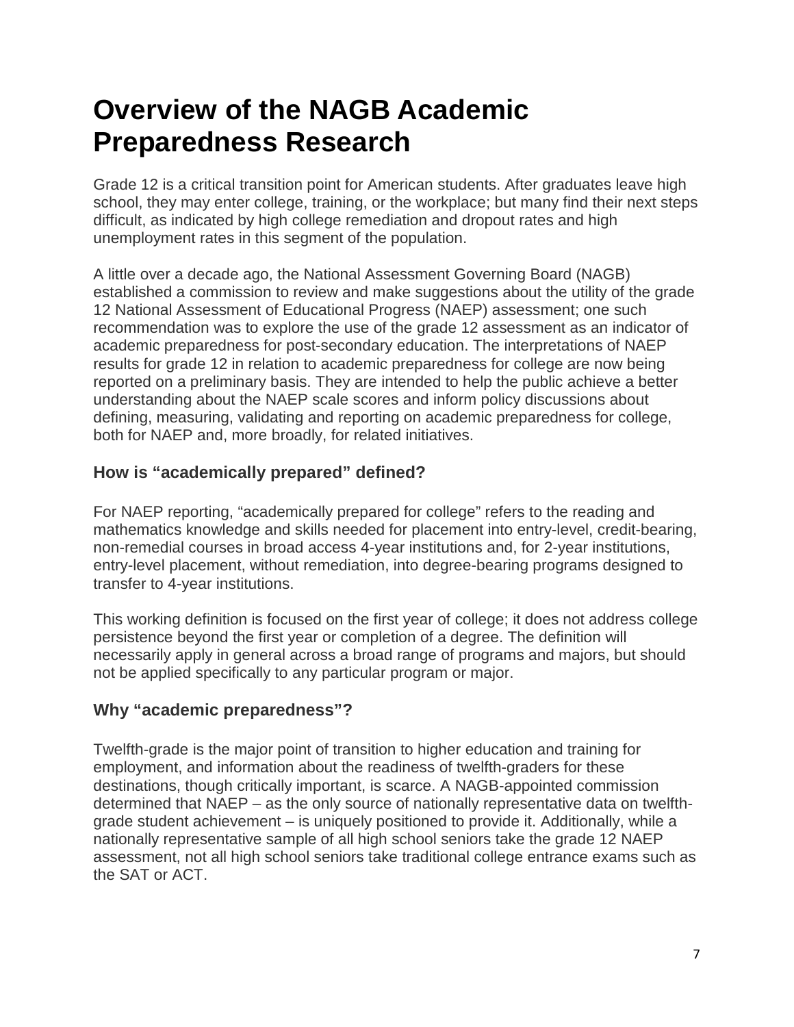# Overview of the NAGB Academic Preparedness Research

Grade 12 is a critical transition point for American students. After graduates leave high school, they may enter college, training, or the workplace; but many find their next steps difficult, as indicated by high college remediation and dropout rates and high unemployment rates in this segment of the population.

A little over a decade ago, the National Assessment Governing Board (NAGB) established a commission to review and make suggestions about the utility of the grade 12 National Assessment of Educational Progress (NAEP) assessment; one such recommendation was to explore the use of the grade 12 assessment as an indicator of academic preparedness for post-secondary education. The interpretations of NAEP results for grade 12 in relation to academic preparedness for college are now being reported on a preliminary basis. They are intended to help the public achieve a better understanding about the NAEP scale scores and inform policy discussions about defining, measuring, validating and reporting on academic preparedness for college, both for NAEP and, more broadly, for related initiatives.

### How is "academically prepared" defined?

For NAEP reporting, "academically prepared for college" refers to the reading and mathematics knowledge and skills needed for placement into entry-level, credit-bearing, non-remedial courses in broad access 4-year institutions and, for 2-year institutions, entry-level placement, without remediation, into degree-bearing programs designed to transfer to 4-year institutions.

This working definition is focused on the first year of college; it does not address college persistence beyond the first year or completion of a degree. The definition will necessarily apply in general across a broad range of programs and majors, but should not be applied specifically to any particular program or major.

### Why "academic preparedness"?

Twelfth-grade is the major point of transition to higher education and training for employment, and information about the readiness of twelfth-graders for these destinations, though critically important, is scarce. A NAGB-appointed commission determined that NAEP – as the only source of nationally representative data on twelfth-grade student achievement – is uniquely positioned to provide it. Additionally, while a nationally representative sample of all high school seniors take the grade 12 NAEP assessment, not all high school seniors take traditional college entrance exams such as the SAT or ACT.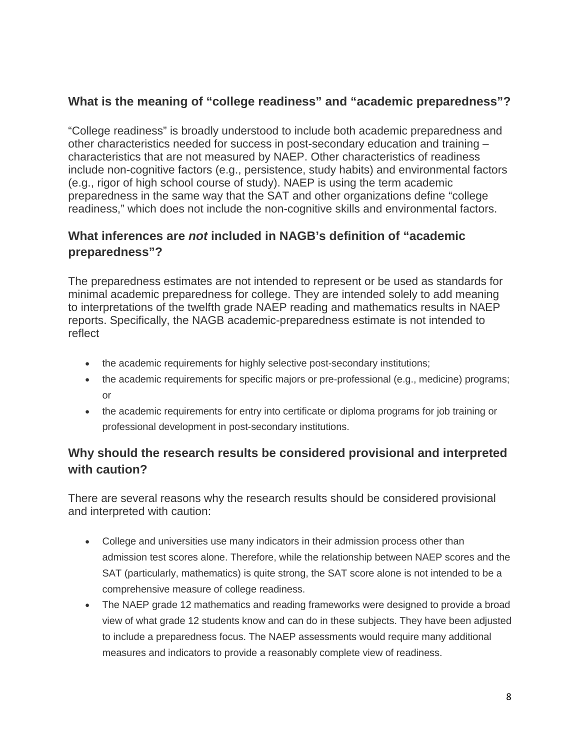## What is the meaning of "college readiness" and "academic preparedness"?

"College readiness" is broadly understood to include both academic preparedness and other characteristics needed for success in post-secondary education and training – characteristics that are not measured by NAEP. Other characteristics of readiness include non-cognitive factors (e.g., persistence, study habits) and environmental factors (e.g., rigor of high school course of study). NAEP is using the term academic preparedness in the same way that the SAT and other organizations define "college readiness," which does not include the non-cognitive skills and environmental factors.

## What inferences are *not* included in NAGB's definition of "academic preparedness"?

The preparedness estimates are not intended to represent or be used as standards for minimal academic preparedness for college. They are intended solely to add meaning to interpretations of the twelfth grade NAEP reading and mathematics results in NAEP reports. Specifically, the NAGB academic-preparedness estimate is not intended to reflect

- the academic requirements for highly selective post-secondary institutions;
- the academic requirements for specific majors or pre-professional (e.g., medicine) programs; or
- the academic requirements for entry into certificate or diploma programs for job training or professional development in post-secondary institutions.

## Why should the research results be considered provisional and interpreted with caution?

There are several reasons why the research results should be considered provisional and interpreted with caution:

- College and universities use many indicators in their admission process other than admission test scores alone. Therefore, while the relationship between NAEP scores and the SAT (particularly, mathematics) is quite strong, the SAT score alone is not intended to be a comprehensive measure of college readiness.
- The NAEP grade 12 mathematics and reading frameworks were designed to provide a broad view of what grade 12 students know and can do in these subjects. They have been adjusted to include a preparedness focus. The NAEP assessments would require many additional measures and indicators to provide a reasonably complete view of readiness.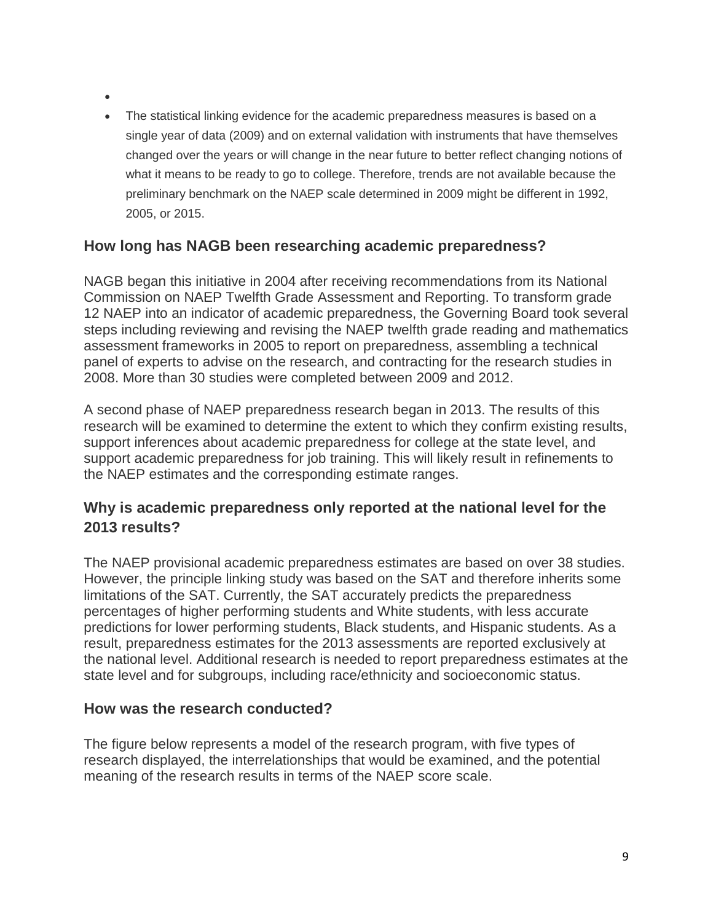- 
- The statistical linking evidence for the academic preparedness measures is based on a single year of data (2009) and on external validation with instruments that have themselves changed over the years or will change in the near future to better reflect changing notions of what it means to be ready to go to college. Therefore, trends are not available because the preliminary benchmark on the NAEP scale determined in 2009 might be different in 1992, 2005, or 2015.

### How long has NAGB been researching academic preparedness?

NAGB began this initiative in 2004 after receiving recommendations from its National Commission on NAEP Twelfth Grade Assessment and Reporting. To transform grade 12 NAEP into an indicator of academic preparedness, the Governing Board took several steps including reviewing and revising the NAEP twelfth grade reading and mathematics assessment frameworks in 2005 to report on preparedness, assembling a technical panel of experts to advise on the research, and contracting for the research studies in 2008. More than 30 studies were completed between 2009 and 2012.

A second phase of NAEP preparedness research began in 2013. The results of this research will be examined to determine the extent to which they confirm existing results, support inferences about academic preparedness for college at the state level, and support academic preparedness for job training. This will likely result in refinements to the NAEP estimates and the corresponding estimate ranges.

### Why is academic preparedness only reported at the national level for the 2013 results?

The NAEP provisional academic preparedness estimates are based on over 38 studies. However, the principle linking study was based on the SAT and therefore inherits some limitations of the SAT. Currently, the SAT accurately predicts the preparedness percentages of higher performing students and White students, with less accurate predictions for lower performing students, Black students, and Hispanic students. As a result, preparedness estimates for the 2013 assessments are reported exclusively at the national level. Additional research is needed to report preparedness estimates at the state level and for subgroups, including race/ethnicity and socioeconomic status.

### How was the research conducted?

The figure below represents a model of the research program, with five types of research displayed, the interrelationships that would be examined, and the potential meaning of the research results in terms of the NAEP score scale.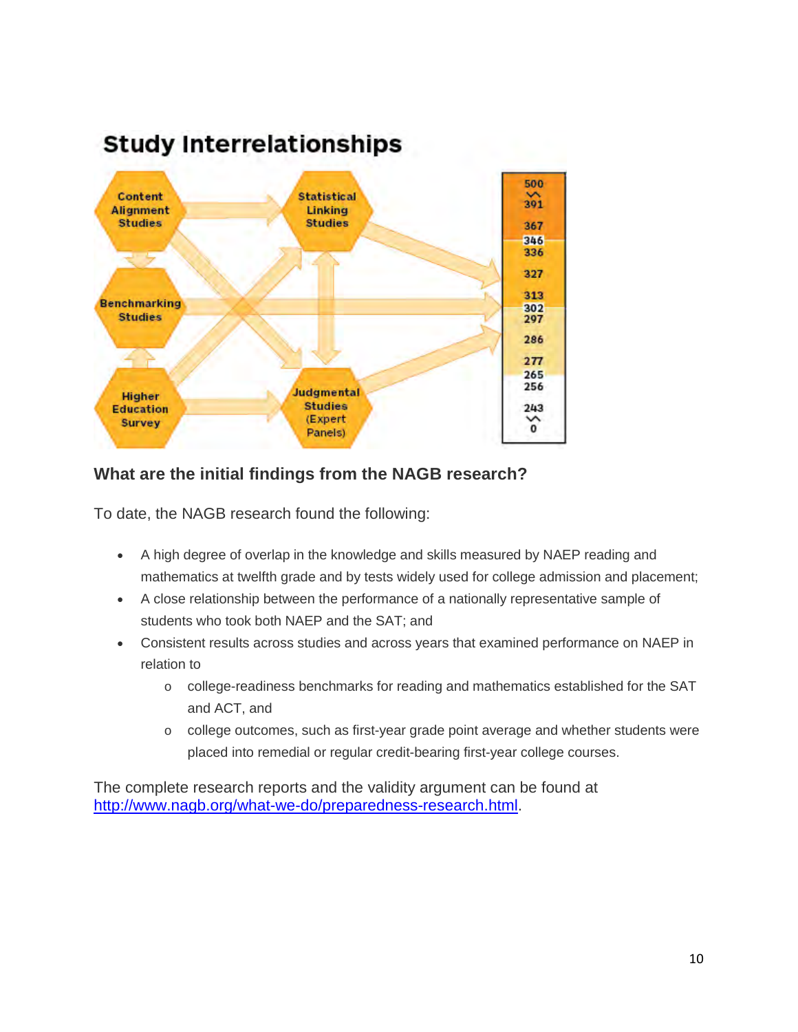## Study Interrelationships

Content Alignment Studies

Statistical Linking Studies

Benchmarking Studies

Higher Education Survey

Judgmental Studies (Expert Panels)

500
391
367
346
336
327
313
302
297
286
277
265
256
243
0

### What are the initial findings from the NAGB research?

To date, the NAGB research found the following:

- A high degree of overlap in the knowledge and skills measured by NAEP reading and mathematics at twelfth grade and by tests widely used for college admission and placement;
- A close relationship between the performance of a nationally representative sample of students who took both NAEP and the SAT; and
- Consistent results across studies and across years that examined performance on NAEP in relation to
  - college-readiness benchmarks for reading and mathematics established for the SAT and ACT, and
  - college outcomes, such as first-year grade point average and whether students were placed into remedial or regular credit-bearing first-year college courses.

The complete research reports and the validity argument can be found at [http://www.nagb.org/what-we-do/preparedness-research.html](http://www.nagb.org/what-we-do/preparedness-research.html).